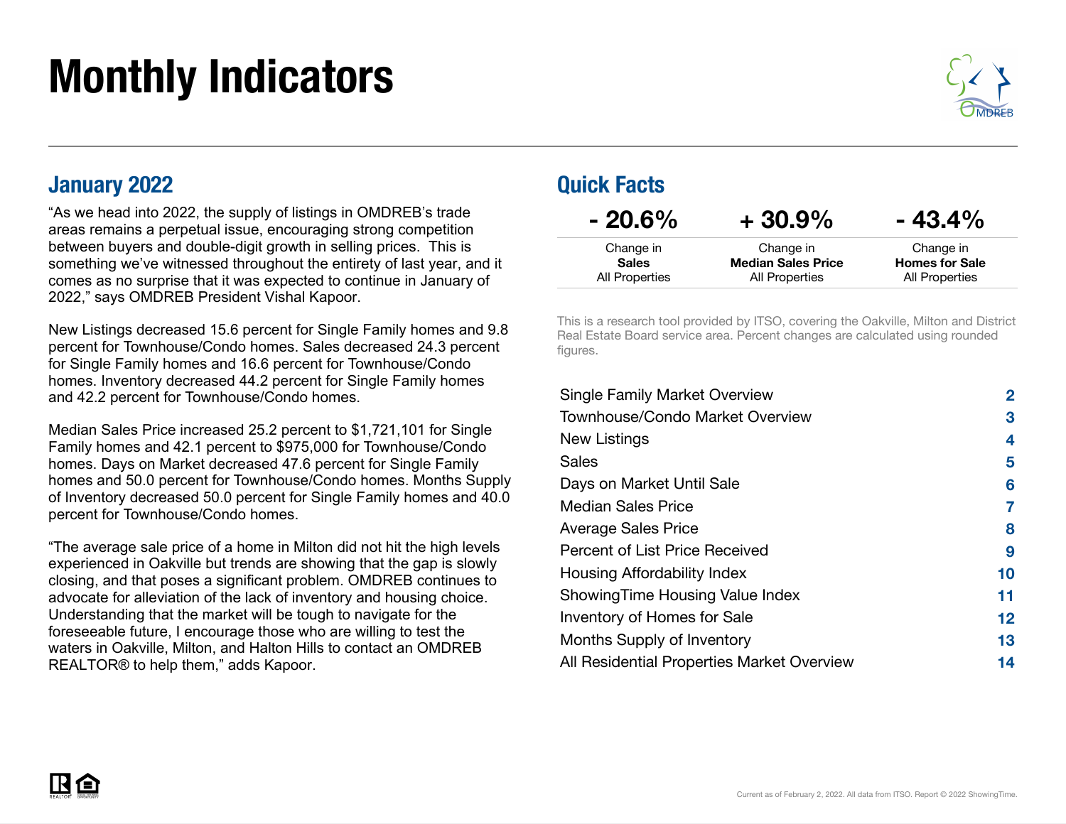# Monthly Indicators

## January 2022

"As we head into 2022, the supply of listings in OMDREB's trade areas remains a perpetual issue, encouraging strong competition between buyers and double-digit growth in selling prices. This is something we've witnessed throughout the entirety of last year, and it comes as no surprise that it was expected to continue in January of 2022," says OMDREB President Vishal Kapoor.

New Listings decreased 15.6 percent for Single Family homes and 9.8 percent for Townhouse/Condo homes. Sales decreased 24.3 percent for Single Family homes and 16.6 percent for Townhouse/Condo homes. Inventory decreased 44.2 percent for Single Family homes and 42.2 percent for Townhouse/Condo homes.

Median Sales Price increased 25.2 percent to $1,721,101 for Single Family homes and 42.1 percent to $975,000 for Townhouse/Condo homes. Days on Market decreased 47.6 percent for Single Family homes and 50.0 percent for Townhouse/Condo homes. Months Supply of Inventory decreased 50.0 percent for Single Family homes and 40.0 percent for Townhouse/Condo homes.

"The average sale price of a home in Milton did not hit the high levels experienced in Oakville but trends are showing that the gap is slowly closing, and that poses a significant problem. OMDREB continues to advocate for alleviation of the lack of inventory and housing choice. Understanding that the market will be tough to navigate for the foreseeable future, I encourage those who are willing to test the waters in Oakville, Milton, and Halton Hills to contact an OMDREB REALTOR® to help them," adds Kapoor.

## Quick Facts

| - 20.6% | + 30.9% | - 43.4% |
|---|---|---|
| Change in **Sales** All Properties | Change in **Median Sales Price** All Properties | Change in **Homes for Sale** All Properties |

This is a research tool provided by ITSO, covering the Oakville, Milton and District Real Estate Board service area. Percent changes are calculated using rounded figures.

| | |
|---|---|
| Single Family Market Overview | 2 |
| Townhouse/Condo Market Overview | 3 |
| New Listings | 4 |
| Sales | 5 |
| Days on Market Until Sale | 6 |
| Median Sales Price | 7 |
| Average Sales Price | 8 |
| Percent of List Price Received | 9 |
| Housing Affordability Index | 10 |
| ShowingTime Housing Value Index | 11 |
| Inventory of Homes for Sale | 12 |
| Months Supply of Inventory | 13 |
| All Residential Properties Market Overview | 14 |

Current as of February 2, 2022. All data from ITSO. Report © 2022 ShowingTime.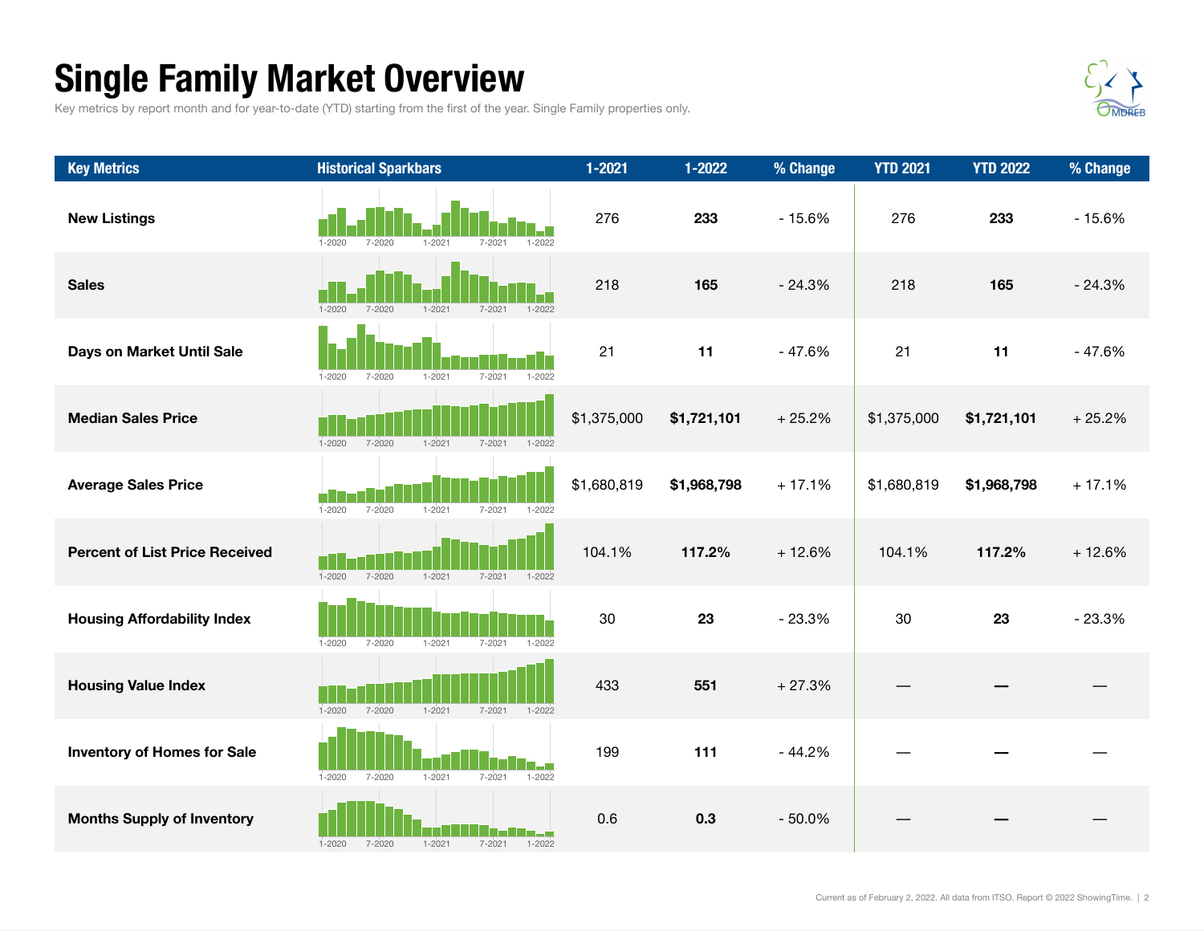# Single Family Market Overview

Key metrics by report month and for year-to-date (YTD) starting from the first of the year. Single Family properties only.

| Key Metrics | Historical Sparkbars | 1-2021 | 1-2022 | % Change | YTD 2021 | YTD 2022 | % Change |
|---|---|---|---|---|---|---|---|
| New Listings | 1-2020 7-2020 1-2021 7-2021 1-2022 | 276 | **233** | - 15.6% | 276 | **233** | - 15.6% |
| Sales | 1-2020 7-2020 1-2021 7-2021 1-2022 | 218 | **165** | - 24.3% | 218 | **165** | - 24.3% |
| Days on Market Until Sale | 1-2020 7-2020 1-2021 7-2021 1-2022 | 21 | **11** | - 47.6% | 21 | **11** | - 47.6% |
| Median Sales Price | 1-2020 7-2020 1-2021 7-2021 1-2022 | $1,375,000 | **$1,721,101** | + 25.2% | $1,375,000 | **$1,721,101** | + 25.2% |
| Average Sales Price | 1-2020 7-2020 1-2021 7-2021 1-2022 | $1,680,819 | **$1,968,798** | + 17.1% | $1,680,819 | **$1,968,798** | + 17.1% |
| Percent of List Price Received | 1-2020 7-2020 1-2021 7-2021 1-2022 | 104.1% | **117.2%** | + 12.6% | 104.1% | **117.2%** | + 12.6% |
| Housing Affordability Index | 1-2020 7-2020 1-2021 7-2021 1-2022 | 30 | **23** | - 23.3% | 30 | **23** | - 23.3% |
| Housing Value Index | 1-2020 7-2020 1-2021 7-2021 1-2022 | 433 | **551** | + 27.3% | — | **—** | — |
| Inventory of Homes for Sale | 1-2020 7-2020 1-2021 7-2021 1-2022 | 199 | **111** | - 44.2% | — | **—** | — |
| Months Supply of Inventory | 1-2020 7-2020 1-2021 7-2021 1-2022 | 0.6 | **0.3** | - 50.0% | — | **—** | — |

Current as of February 2, 2022. All data from ITSO. Report © 2022 ShowingTime.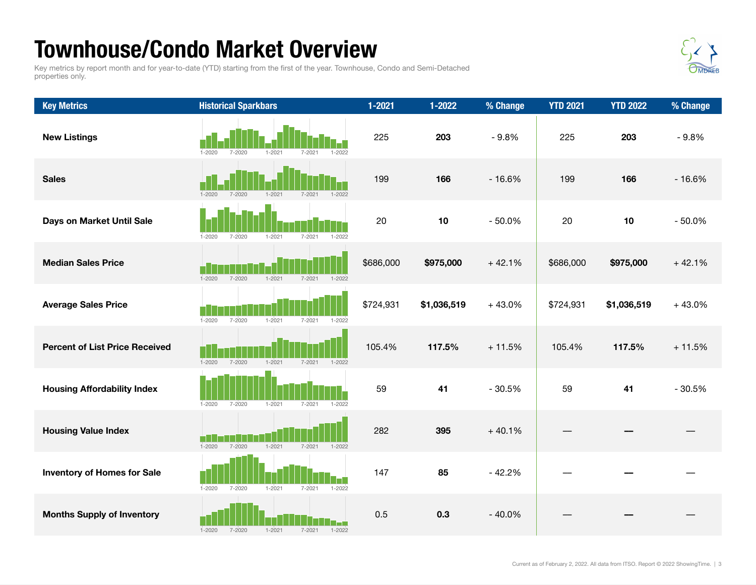# Townhouse/Condo Market Overview

Key metrics by report month and for year-to-date (YTD) starting from the first of the year. Townhouse, Condo and Semi-Detached properties only.

| Key Metrics | Historical Sparkbars | 1-2021 | 1-2022 | % Change | YTD 2021 | YTD 2022 | % Change |
|---|---|---|---|---|---|---|---|
| **New Listings** | 1-2020 7-2020 1-2021 7-2021 1-2022 | 225 | **203** | - 9.8% | 225 | **203** | - 9.8% |
| **Sales** | 1-2020 7-2020 1-2021 7-2021 1-2022 | 199 | **166** | - 16.6% | 199 | **166** | - 16.6% |
| **Days on Market Until Sale** | 1-2020 7-2020 1-2021 7-2021 1-2022 | 20 | **10** | - 50.0% | 20 | **10** | - 50.0% |
| **Median Sales Price** | 1-2020 7-2020 1-2021 7-2021 1-2022 | $686,000 | **$975,000** | + 42.1% | $686,000 | **$975,000** | + 42.1% |
| **Average Sales Price** | 1-2020 7-2020 1-2021 7-2021 1-2022 | $724,931 | **$1,036,519** | + 43.0% | $724,931 | **$1,036,519** | + 43.0% |
| **Percent of List Price Received** | 1-2020 7-2020 1-2021 7-2021 1-2022 | 105.4% | **117.5%** | + 11.5% | 105.4% | **117.5%** | + 11.5% |
| **Housing Affordability Index** | 1-2020 7-2020 1-2021 7-2021 1-2022 | 59 | **41** | - 30.5% | 59 | **41** | - 30.5% |
| **Housing Value Index** | 1-2020 7-2020 1-2021 7-2021 1-2022 | 282 | **395** | + 40.1% | — | **—** | — |
| **Inventory of Homes for Sale** | 1-2020 7-2020 1-2021 7-2021 1-2022 | 147 | **85** | - 42.2% | — | **—** | — |
| **Months Supply of Inventory** | 1-2020 7-2020 1-2021 7-2021 1-2022 | 0.5 | **0.3** | - 40.0% | — | **—** | — |

Current as of February 2, 2022. All data from ITSO. Report © 2022 ShowingTime.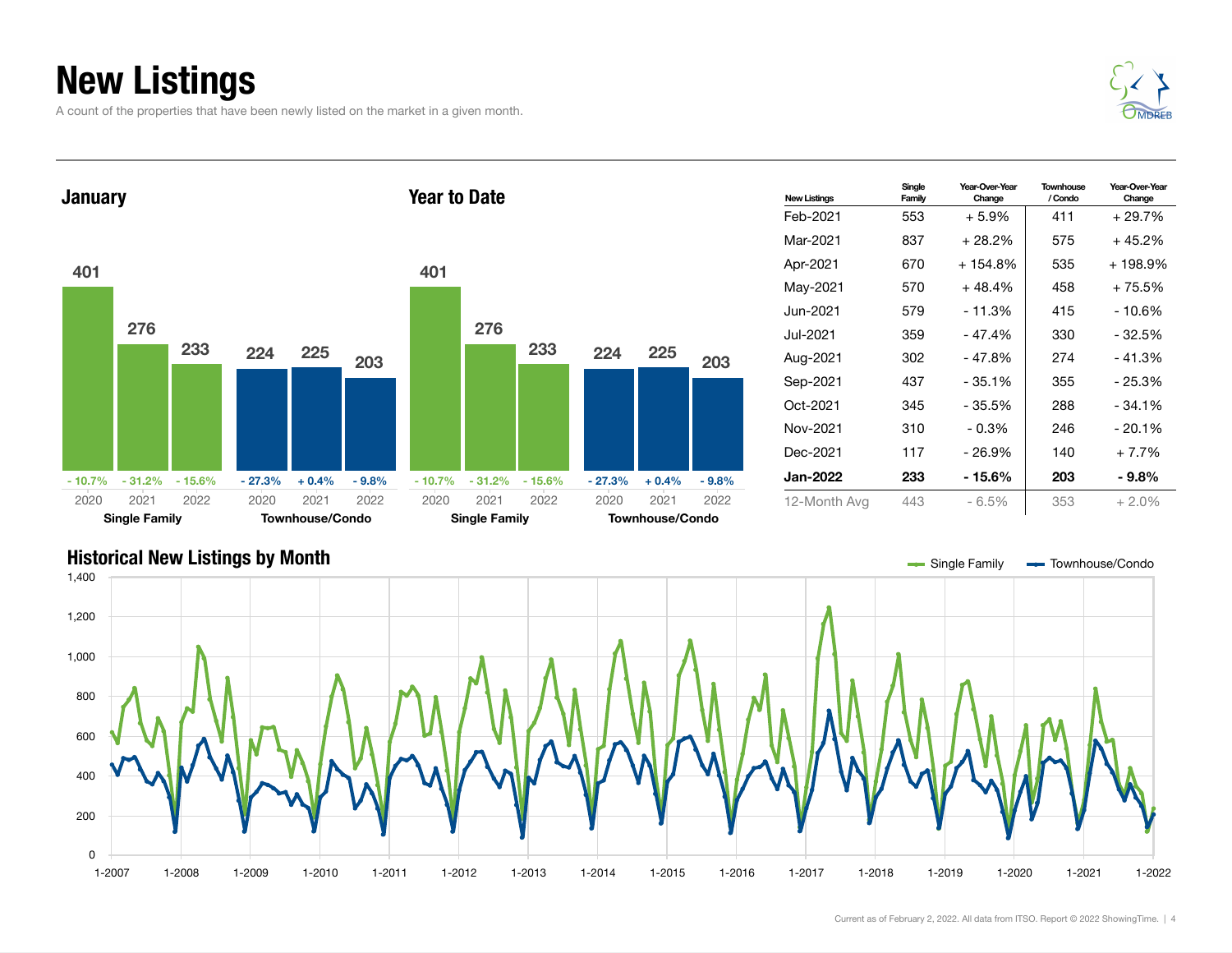# New Listings

A count of the properties that have been newly listed on the market in a given month.

## January

| | 2020 | 2021 | 2022 |
|---|---|---|---|
| Single Family | 401 | 276 | 233 |
| Change | - 10.7% | - 31.2% | - 15.6% |
| Townhouse/Condo | 224 | 225 | 203 |
| Change | - 27.3% | + 0.4% | - 9.8% |

## Year to Date

| | 2020 | 2021 | 2022 |
|---|---|---|---|
| Single Family | 401 | 276 | 233 |
| Change | - 10.7% | - 31.2% | - 15.6% |
| Townhouse/Condo | 224 | 225 | 203 |
| Change | - 27.3% | + 0.4% | - 9.8% |

| New Listings | Single Family | Year-Over-Year Change | Townhouse / Condo | Year-Over-Year Change |
|---|---|---|---|---|
| Feb-2021 | 553 | + 5.9% | 411 | + 29.7% |
| Mar-2021 | 837 | + 28.2% | 575 | + 45.2% |
| Apr-2021 | 670 | + 154.8% | 535 | + 198.9% |
| May-2021 | 570 | + 48.4% | 458 | + 75.5% |
| Jun-2021 | 579 | - 11.3% | 415 | - 10.6% |
| Jul-2021 | 359 | - 47.4% | 330 | - 32.5% |
| Aug-2021 | 302 | - 47.8% | 274 | - 41.3% |
| Sep-2021 | 437 | - 35.1% | 355 | - 25.3% |
| Oct-2021 | 345 | - 35.5% | 288 | - 34.1% |
| Nov-2021 | 310 | - 0.3% | 246 | - 20.1% |
| Dec-2021 | 117 | - 26.9% | 140 | + 7.7% |
| **Jan-2022** | **233** | **- 15.6%** | **203** | **- 9.8%** |
| 12-Month Avg | 443 | - 6.5% | 353 | + 2.0% |

## Historical New Listings by Month

Single Family — Townhouse/Condo

Current as of February 2, 2022. All data from ITSO. Report © 2022 ShowingTime.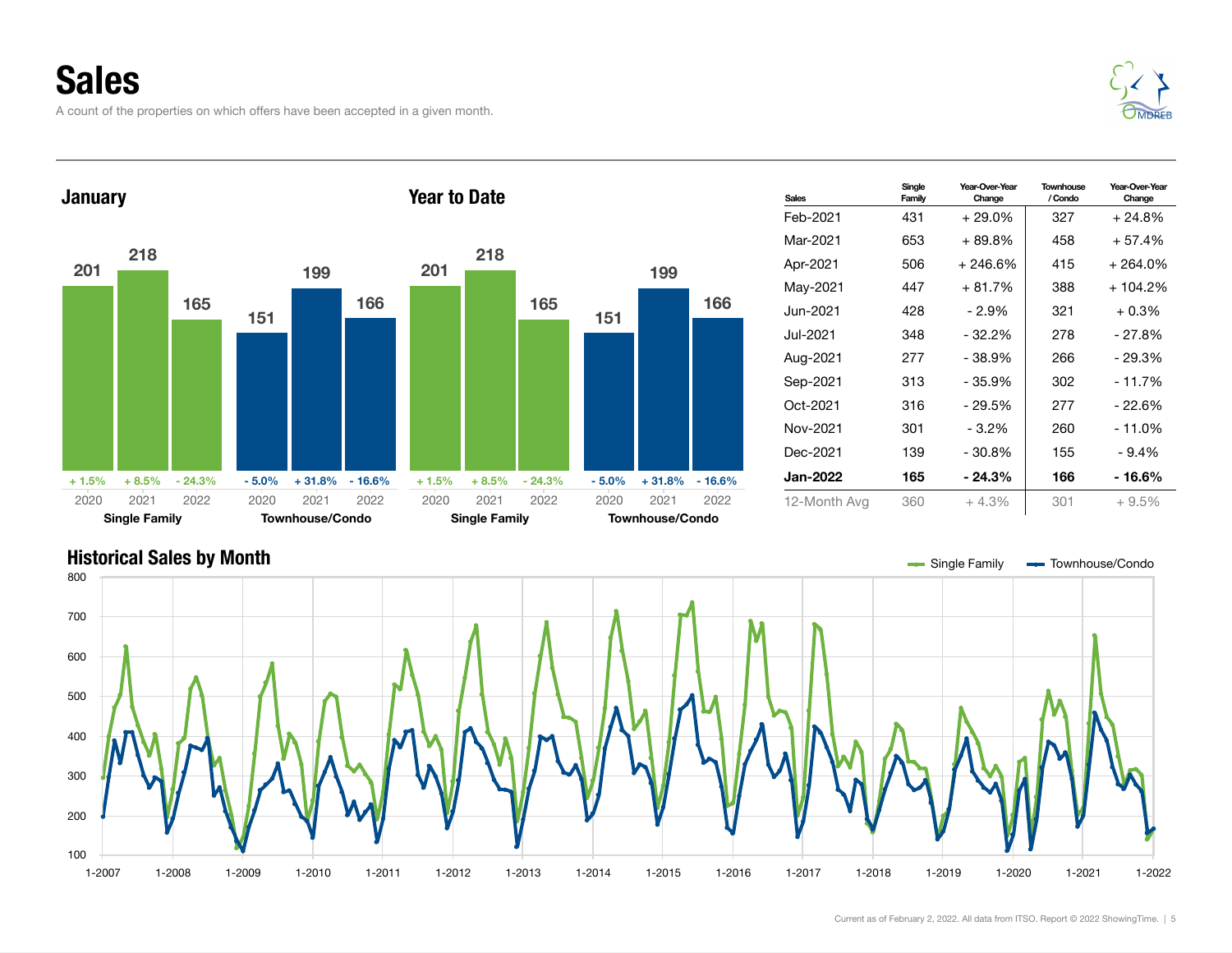# Sales

A count of the properties on which offers have been accepted in a given month.

## January

| | 2020 | 2021 | 2022 |
|---|---|---|---|
| Single Family | 201 | 218 | 165 |
| Change | + 1.5% | + 8.5% | - 24.3% |
| Townhouse/Condo | 151 | 199 | 166 |
| Change | - 5.0% | + 31.8% | - 16.6% |

## Year to Date

| | 2020 | 2021 | 2022 |
|---|---|---|---|
| Single Family | 201 | 218 | 165 |
| Change | + 1.5% | + 8.5% | - 24.3% |
| Townhouse/Condo | 151 | 199 | 166 |
| Change | - 5.0% | + 31.8% | - 16.6% |

| Sales | Single Family | Year-Over-Year Change | Townhouse / Condo | Year-Over-Year Change |
|---|---|---|---|---|
| Feb-2021 | 431 | + 29.0% | 327 | + 24.8% |
| Mar-2021 | 653 | + 89.8% | 458 | + 57.4% |
| Apr-2021 | 506 | + 246.6% | 415 | + 264.0% |
| May-2021 | 447 | + 81.7% | 388 | + 104.2% |
| Jun-2021 | 428 | - 2.9% | 321 | + 0.3% |
| Jul-2021 | 348 | - 32.2% | 278 | - 27.8% |
| Aug-2021 | 277 | - 38.9% | 266 | - 29.3% |
| Sep-2021 | 313 | - 35.9% | 302 | - 11.7% |
| Oct-2021 | 316 | - 29.5% | 277 | - 22.6% |
| Nov-2021 | 301 | - 3.2% | 260 | - 11.0% |
| Dec-2021 | 139 | - 30.8% | 155 | - 9.4% |
| **Jan-2022** | **165** | **- 24.3%** | **166** | **- 16.6%** |
| 12-Month Avg | 360 | + 4.3% | 301 | + 9.5% |

## Historical Sales by Month

Single Family — Townhouse/Condo

Current as of February 2, 2022. All data from ITSO. Report © 2022 ShowingTime.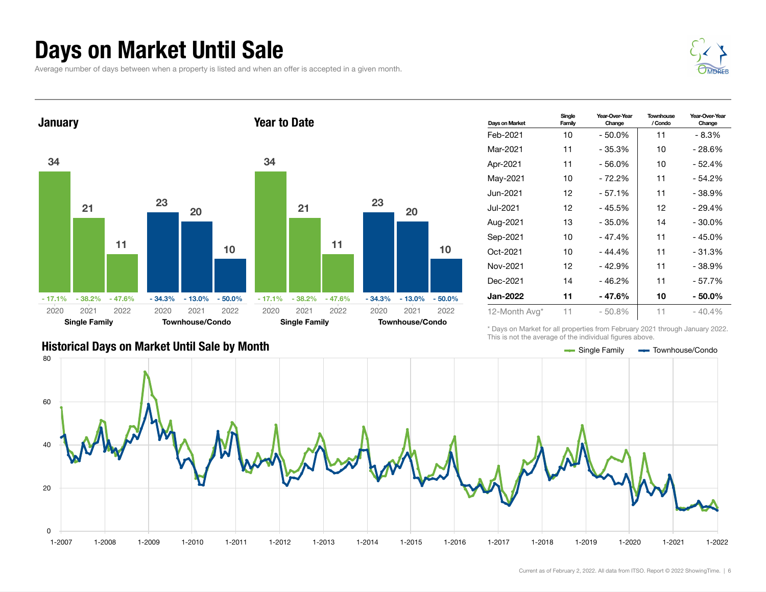# Days on Market Until Sale

Average number of days between when a property is listed and when an offer is accepted in a given month.

## January

| | 2020 | 2021 | 2022 |
|---|---|---|---|
| Single Family | 34 | 21 | 11 |
| Year-Over-Year Change | - 17.1% | - 38.2% | - 47.6% |
| Townhouse/Condo | 23 | 20 | 10 |
| Year-Over-Year Change | - 34.3% | - 13.0% | - 50.0% |

## Year to Date

| | 2020 | 2021 | 2022 |
|---|---|---|---|
| Single Family | 34 | 21 | 11 |
| Year-Over-Year Change | - 17.1% | - 38.2% | - 47.6% |
| Townhouse/Condo | 23 | 20 | 10 |
| Year-Over-Year Change | - 34.3% | - 13.0% | - 50.0% |

| Days on Market | Single Family | Year-Over-Year Change | Townhouse / Condo | Year-Over-Year Change |
|---|---|---|---|---|
| Feb-2021 | 10 | - 50.0% | 11 | - 8.3% |
| Mar-2021 | 11 | - 35.3% | 10 | - 28.6% |
| Apr-2021 | 11 | - 56.0% | 10 | - 52.4% |
| May-2021 | 10 | - 72.2% | 11 | - 54.2% |
| Jun-2021 | 12 | - 57.1% | 11 | - 38.9% |
| Jul-2021 | 12 | - 45.5% | 12 | - 29.4% |
| Aug-2021 | 13 | - 35.0% | 14 | - 30.0% |
| Sep-2021 | 10 | - 47.4% | 11 | - 45.0% |
| Oct-2021 | 10 | - 44.4% | 11 | - 31.3% |
| Nov-2021 | 12 | - 42.9% | 11 | - 38.9% |
| Dec-2021 | 14 | - 46.2% | 11 | - 57.7% |
| **Jan-2022** | **11** | **- 47.6%** | **10** | **- 50.0%** |
| 12-Month Avg* | 11 | - 50.8% | 11 | - 40.4% |

\* Days on Market for all properties from February 2021 through January 2022. This is not the average of the individual figures above.

## Historical Days on Market Until Sale by Month

Single Family | Townhouse/Condo

Current as of February 2, 2022. All data from ITSO. Report © 2022 ShowingTime.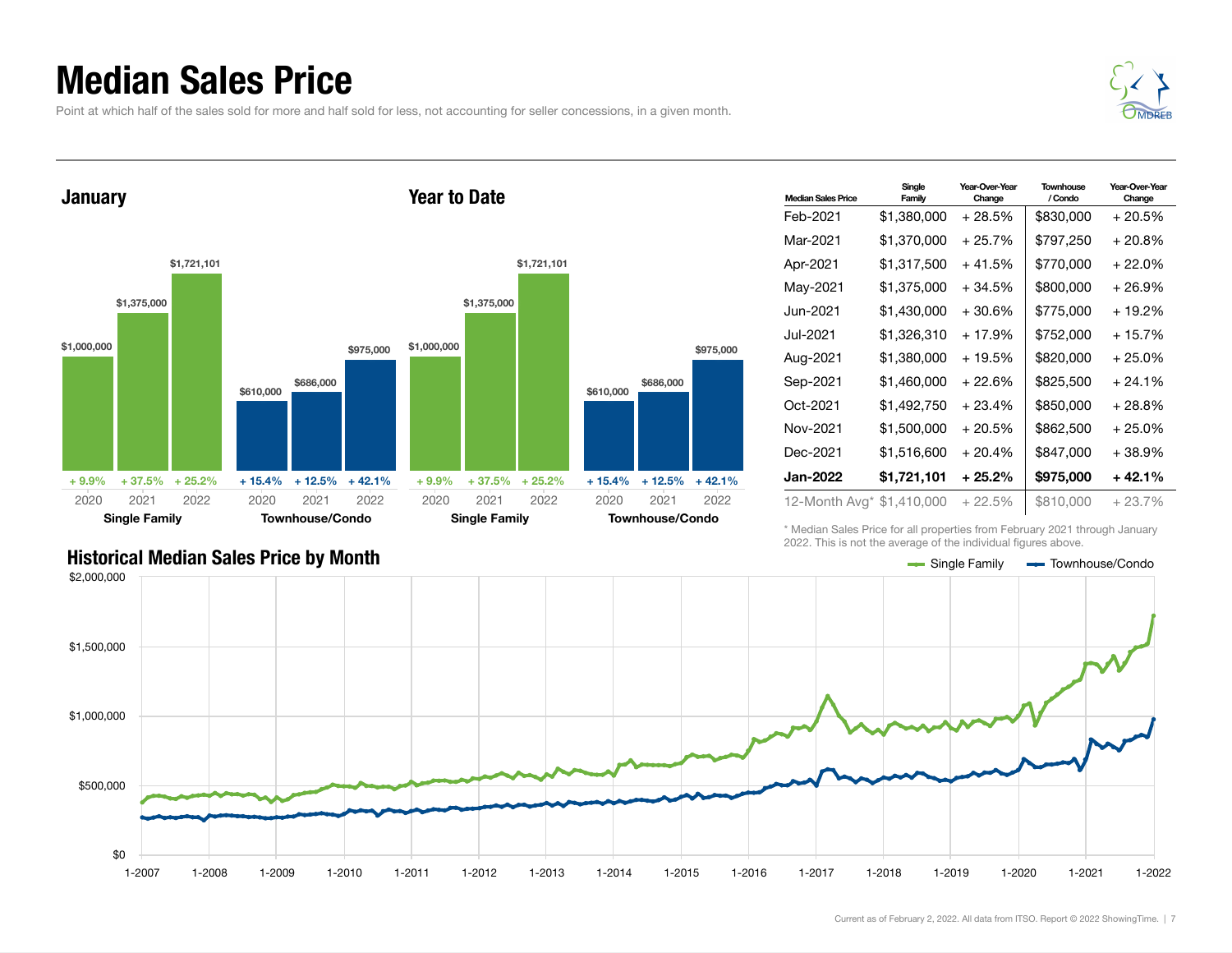# Median Sales Price

Point at which half of the sales sold for more and half sold for less, not accounting for seller concessions, in a given month.

## January

| | 2020 | 2021 | 2022 |
|---|---|---|---|
| Single Family | $1,000,000 (+ 9.9%) | $1,375,000 (+ 37.5%) | $1,721,101 (+ 25.2%) |
| Townhouse/Condo | $610,000 (+ 15.4%) | $686,000 (+ 12.5%) | $975,000 (+ 42.1%) |

## Year to Date

| | 2020 | 2021 | 2022 |
|---|---|---|---|
| Single Family | $1,000,000 (+ 9.9%) | $1,375,000 (+ 37.5%) | $1,721,101 (+ 25.2%) |
| Townhouse/Condo | $610,000 (+ 15.4%) | $686,000 (+ 12.5%) | $975,000 (+ 42.1%) |

| Median Sales Price | Single Family | Year-Over-Year Change | Townhouse / Condo | Year-Over-Year Change |
|---|---|---|---|---|
| Feb-2021 | $1,380,000 | + 28.5% | $830,000 | + 20.5% |
| Mar-2021 | $1,370,000 | + 25.7% | $797,250 | + 20.8% |
| Apr-2021 | $1,317,500 | + 41.5% | $770,000 | + 22.0% |
| May-2021 | $1,375,000 | + 34.5% | $800,000 | + 26.9% |
| Jun-2021 | $1,430,000 | + 30.6% | $775,000 | + 19.2% |
| Jul-2021 | $1,326,310 | + 17.9% | $752,000 | + 15.7% |
| Aug-2021 | $1,380,000 | + 19.5% | $820,000 | + 25.0% |
| Sep-2021 | $1,460,000 | + 22.6% | $825,500 | + 24.1% |
| Oct-2021 | $1,492,750 | + 23.4% | $850,000 | + 28.8% |
| Nov-2021 | $1,500,000 | + 20.5% | $862,500 | + 25.0% |
| Dec-2021 | $1,516,600 | + 20.4% | $847,000 | + 38.9% |
| **Jan-2022** | **$1,721,101** | **+ 25.2%** | **$975,000** | **+ 42.1%** |
| 12-Month Avg* | $1,410,000 | + 22.5% | $810,000 | + 23.7% |

\* Median Sales Price for all properties from February 2021 through January 2022. This is not the average of the individual figures above.

## Historical Median Sales Price by Month

Single Family — Townhouse/Condo

Current as of February 2, 2022. All data from ITSO. Report © 2022 ShowingTime.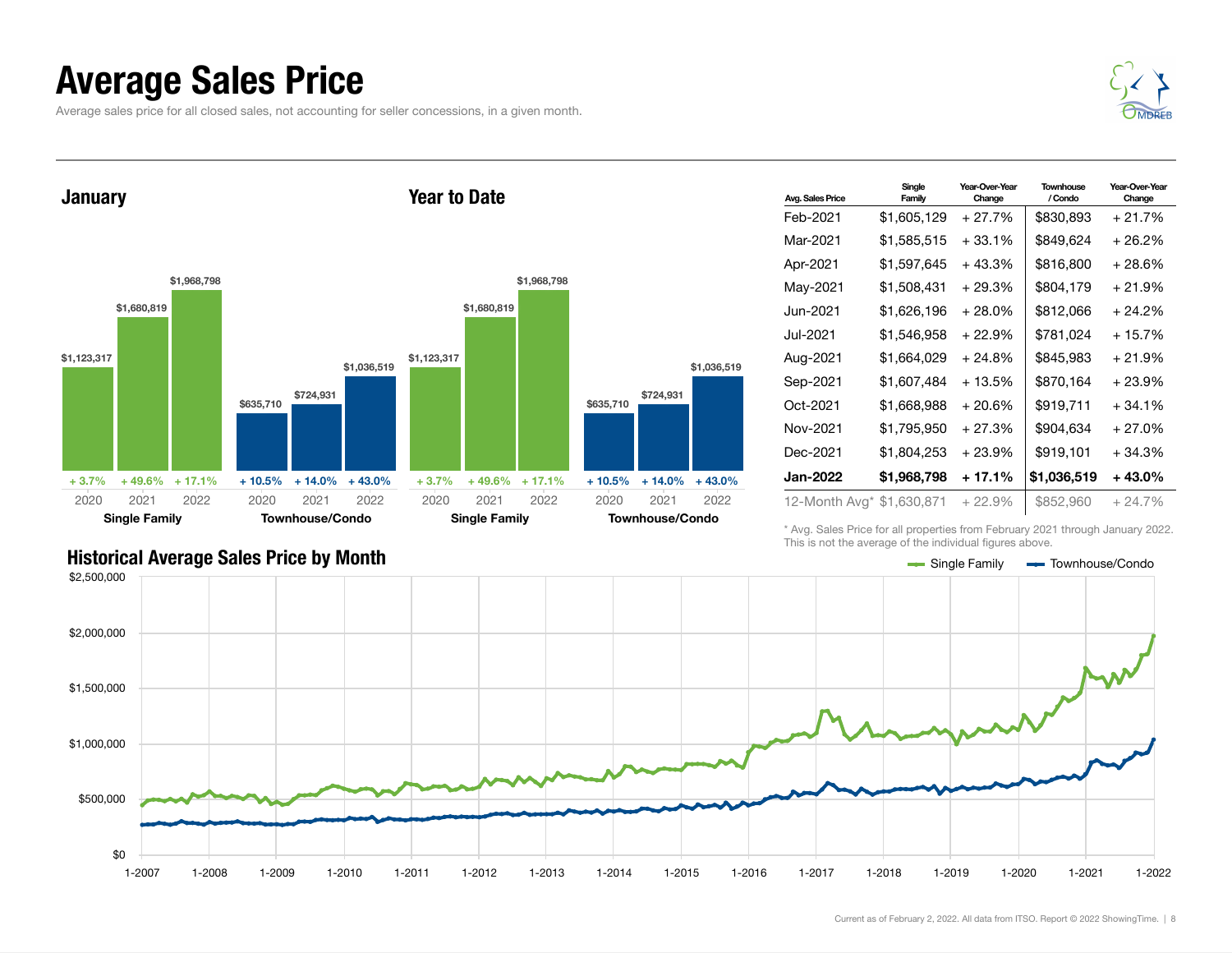# Average Sales Price

Average sales price for all closed sales, not accounting for seller concessions, in a given month.

## January

| | 2020 | 2021 | 2022 |
|---|---|---|---|
| Single Family | $1,123,317 | $1,680,819 | $1,968,798 |
| | + 3.7% | + 49.6% | + 17.1% |
| Townhouse/Condo | $635,710 | $724,931 | $1,036,519 |
| | + 10.5% | + 14.0% | + 43.0% |

## Year to Date

| | 2020 | 2021 | 2022 |
|---|---|---|---|
| Single Family | $1,123,317 | $1,680,819 | $1,968,798 |
| | + 3.7% | + 49.6% | + 17.1% |
| Townhouse/Condo | $635,710 | $724,931 | $1,036,519 |
| | + 10.5% | + 14.0% | + 43.0% |

| Avg. Sales Price | Single Family | Year-Over-Year Change | Townhouse / Condo | Year-Over-Year Change |
|---|---|---|---|---|
| Feb-2021 | $1,605,129 | + 27.7% | $830,893 | + 21.7% |
| Mar-2021 | $1,585,515 | + 33.1% | $849,624 | + 26.2% |
| Apr-2021 | $1,597,645 | + 43.3% | $816,800 | + 28.6% |
| May-2021 | $1,508,431 | + 29.3% | $804,179 | + 21.9% |
| Jun-2021 | $1,626,196 | + 28.0% | $812,066 | + 24.2% |
| Jul-2021 | $1,546,958 | + 22.9% | $781,024 | + 15.7% |
| Aug-2021 | $1,664,029 | + 24.8% | $845,983 | + 21.9% |
| Sep-2021 | $1,607,484 | + 13.5% | $870,164 | + 23.9% |
| Oct-2021 | $1,668,988 | + 20.6% | $919,711 | + 34.1% |
| Nov-2021 | $1,795,950 | + 27.3% | $904,634 | + 27.0% |
| Dec-2021 | $1,804,253 | + 23.9% | $919,101 | + 34.3% |
| **Jan-2022** | **$1,968,798** | **+ 17.1%** | **$1,036,519** | **+ 43.0%** |
| 12-Month Avg* | $1,630,871 | + 22.9% | $852,960 | + 24.7% |

\* Avg. Sales Price for all properties from February 2021 through January 2022. This is not the average of the individual figures above.

## Historical Average Sales Price by Month

Single Family — Townhouse/Condo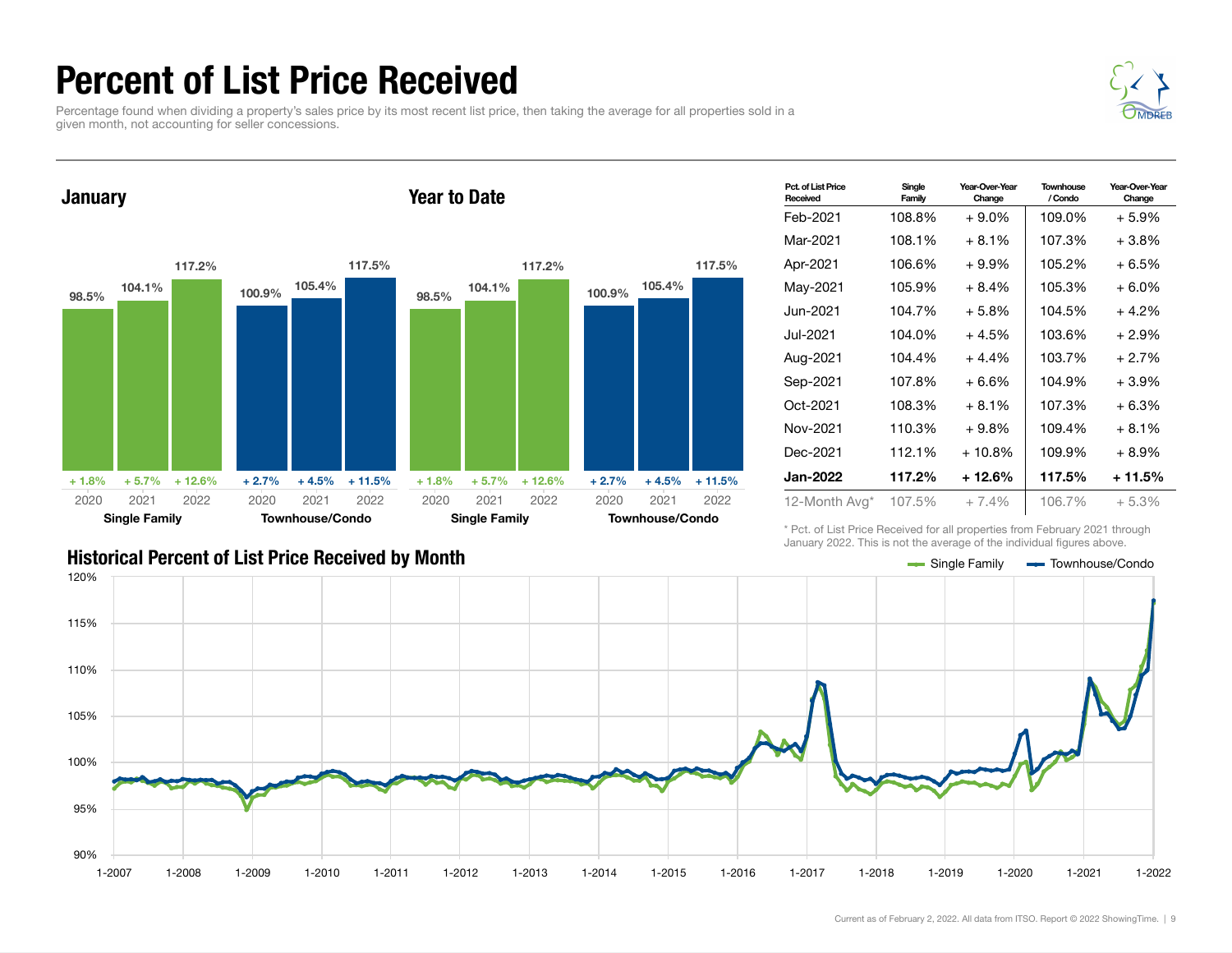# Percent of List Price Received

Percentage found when dividing a property's sales price by its most recent list price, then taking the average for all properties sold in a given month, not accounting for seller concessions.

## January

| | 2020 | 2021 | 2022 |
|---|---|---|---|
| Single Family | 98.5% (+ 1.8%) | 104.1% (+ 5.7%) | 117.2% (+ 12.6%) |
| Townhouse/Condo | 100.9% (+ 2.7%) | 105.4% (+ 4.5%) | 117.5% (+ 11.5%) |

## Year to Date

| | 2020 | 2021 | 2022 |
|---|---|---|---|
| Single Family | 98.5% (+ 1.8%) | 104.1% (+ 5.7%) | 117.2% (+ 12.6%) |
| Townhouse/Condo | 100.9% (+ 2.7%) | 105.4% (+ 4.5%) | 117.5% (+ 11.5%) |

| Pct. of List Price Received | Single Family | Year-Over-Year Change | Townhouse / Condo | Year-Over-Year Change |
|---|---|---|---|---|
| Feb-2021 | 108.8% | + 9.0% | 109.0% | + 5.9% |
| Mar-2021 | 108.1% | + 8.1% | 107.3% | + 3.8% |
| Apr-2021 | 106.6% | + 9.9% | 105.2% | + 6.5% |
| May-2021 | 105.9% | + 8.4% | 105.3% | + 6.0% |
| Jun-2021 | 104.7% | + 5.8% | 104.5% | + 4.2% |
| Jul-2021 | 104.0% | + 4.5% | 103.6% | + 2.9% |
| Aug-2021 | 104.4% | + 4.4% | 103.7% | + 2.7% |
| Sep-2021 | 107.8% | + 6.6% | 104.9% | + 3.9% |
| Oct-2021 | 108.3% | + 8.1% | 107.3% | + 6.3% |
| Nov-2021 | 110.3% | + 9.8% | 109.4% | + 8.1% |
| Dec-2021 | 112.1% | + 10.8% | 109.9% | + 8.9% |
| **Jan-2022** | **117.2%** | **+ 12.6%** | **117.5%** | **+ 11.5%** |
| 12-Month Avg* | 107.5% | + 7.4% | 106.7% | + 5.3% |

\* Pct. of List Price Received for all properties from February 2021 through January 2022. This is not the average of the individual figures above.

## Historical Percent of List Price Received by Month

Single Family / Townhouse/Condo — 1-2007 to 1-2022 (90% to 120%)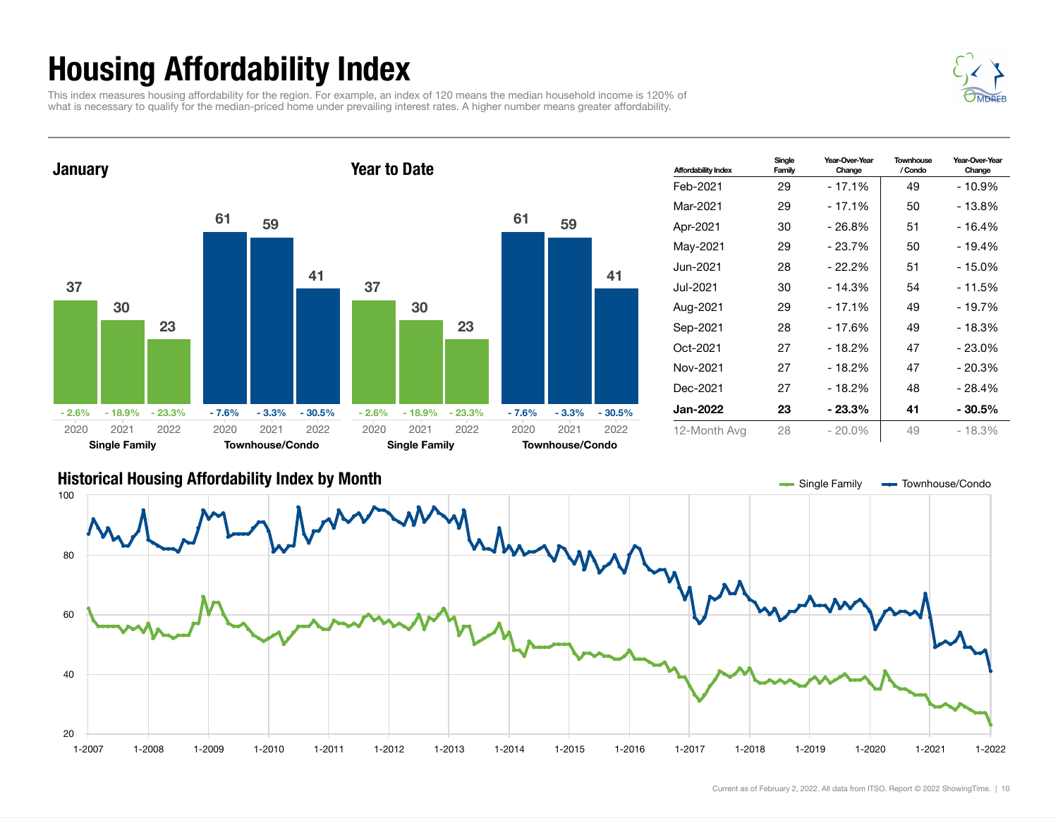# Housing Affordability Index

This index measures housing affordability for the region. For example, an index of 120 means the median household income is 120% of what is necessary to qualify for the median-priced home under prevailing interest rates. A higher number means greater affordability.

## January

| | 2020 | 2021 | 2022 |
|---|---|---|---|
| Single Family | 37 | 30 | 23 |
| Change | - 2.6% | - 18.9% | - 23.3% |
| Townhouse/Condo | 61 | 59 | 41 |
| Change | - 7.6% | - 3.3% | - 30.5% |

## Year to Date

| | 2020 | 2021 | 2022 |
|---|---|---|---|
| Single Family | 37 | 30 | 23 |
| Change | - 2.6% | - 18.9% | - 23.3% |
| Townhouse/Condo | 61 | 59 | 41 |
| Change | - 7.6% | - 3.3% | - 30.5% |

| Affordability Index | Single Family | Year-Over-Year Change | Townhouse / Condo | Year-Over-Year Change |
|---|---|---|---|---|
| Feb-2021 | 29 | - 17.1% | 49 | - 10.9% |
| Mar-2021 | 29 | - 17.1% | 50 | - 13.8% |
| Apr-2021 | 30 | - 26.8% | 51 | - 16.4% |
| May-2021 | 29 | - 23.7% | 50 | - 19.4% |
| Jun-2021 | 28 | - 22.2% | 51 | - 15.0% |
| Jul-2021 | 30 | - 14.3% | 54 | - 11.5% |
| Aug-2021 | 29 | - 17.1% | 49 | - 19.7% |
| Sep-2021 | 28 | - 17.6% | 49 | - 18.3% |
| Oct-2021 | 27 | - 18.2% | 47 | - 23.0% |
| Nov-2021 | 27 | - 18.2% | 47 | - 20.3% |
| Dec-2021 | 27 | - 18.2% | 48 | - 28.4% |
| **Jan-2022** | **23** | **- 23.3%** | **41** | **- 30.5%** |
| 12-Month Avg | 28 | - 20.0% | 49 | - 18.3% |

## Historical Housing Affordability Index by Month

Single Family / Townhouse/Condo

Current as of February 2, 2022. All data from ITSO. Report © 2022 ShowingTime.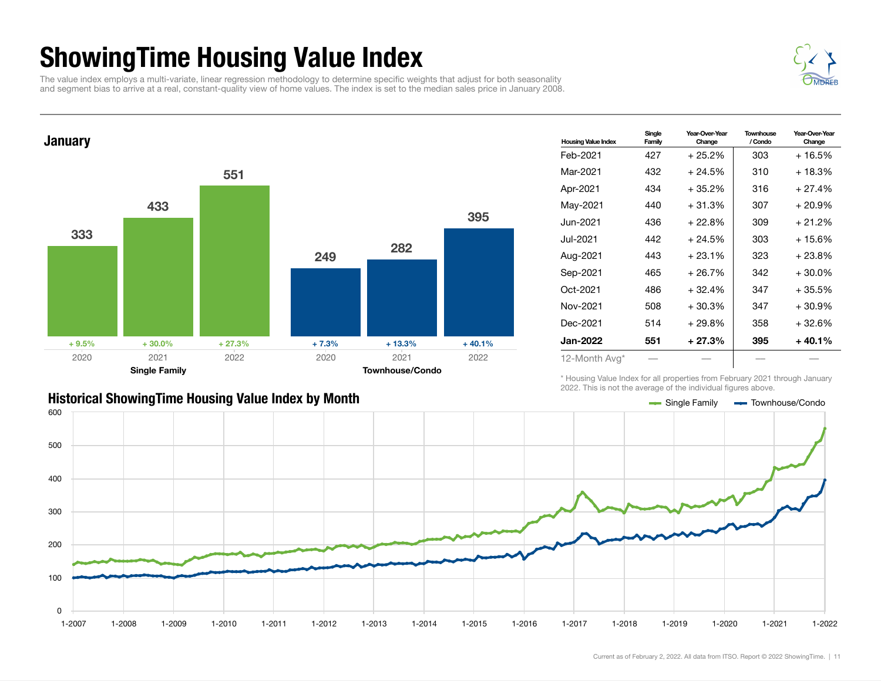# ShowingTime Housing Value Index

The value index employs a multi-variate, linear regression methodology to determine specific weights that adjust for both seasonality and segment bias to arrive at a real, constant-quality view of home values. The index is set to the median sales price in January 2008.

## January

| | 2020 | 2021 | 2022 |
|---|---|---|---|
| Single Family | 333 (+ 9.5%) | 433 (+ 30.0%) | 551 (+ 27.3%) |
| Townhouse/Condo | 249 (+ 7.3%) | 282 (+ 13.3%) | 395 (+ 40.1%) |

| Housing Value Index | Single Family | Year-Over-Year Change | Townhouse / Condo | Year-Over-Year Change |
|---|---|---|---|---|
| Feb-2021 | 427 | + 25.2% | 303 | + 16.5% |
| Mar-2021 | 432 | + 24.5% | 310 | + 18.3% |
| Apr-2021 | 434 | + 35.2% | 316 | + 27.4% |
| May-2021 | 440 | + 31.3% | 307 | + 20.9% |
| Jun-2021 | 436 | + 22.8% | 309 | + 21.2% |
| Jul-2021 | 442 | + 24.5% | 303 | + 15.6% |
| Aug-2021 | 443 | + 23.1% | 323 | + 23.8% |
| Sep-2021 | 465 | + 26.7% | 342 | + 30.0% |
| Oct-2021 | 486 | + 32.4% | 347 | + 35.5% |
| Nov-2021 | 508 | + 30.3% | 347 | + 30.9% |
| Dec-2021 | 514 | + 29.8% | 358 | + 32.6% |
| **Jan-2022** | **551** | **+ 27.3%** | **395** | **+ 40.1%** |
| 12-Month Avg* | — | — | — | — |

\* Housing Value Index for all properties from February 2021 through January 2022. This is not the average of the individual figures above.

## Historical ShowingTime Housing Value Index by Month

Single Family / Townhouse/Condo

Current as of February 2, 2022. All data from ITSO. Report © 2022 ShowingTime.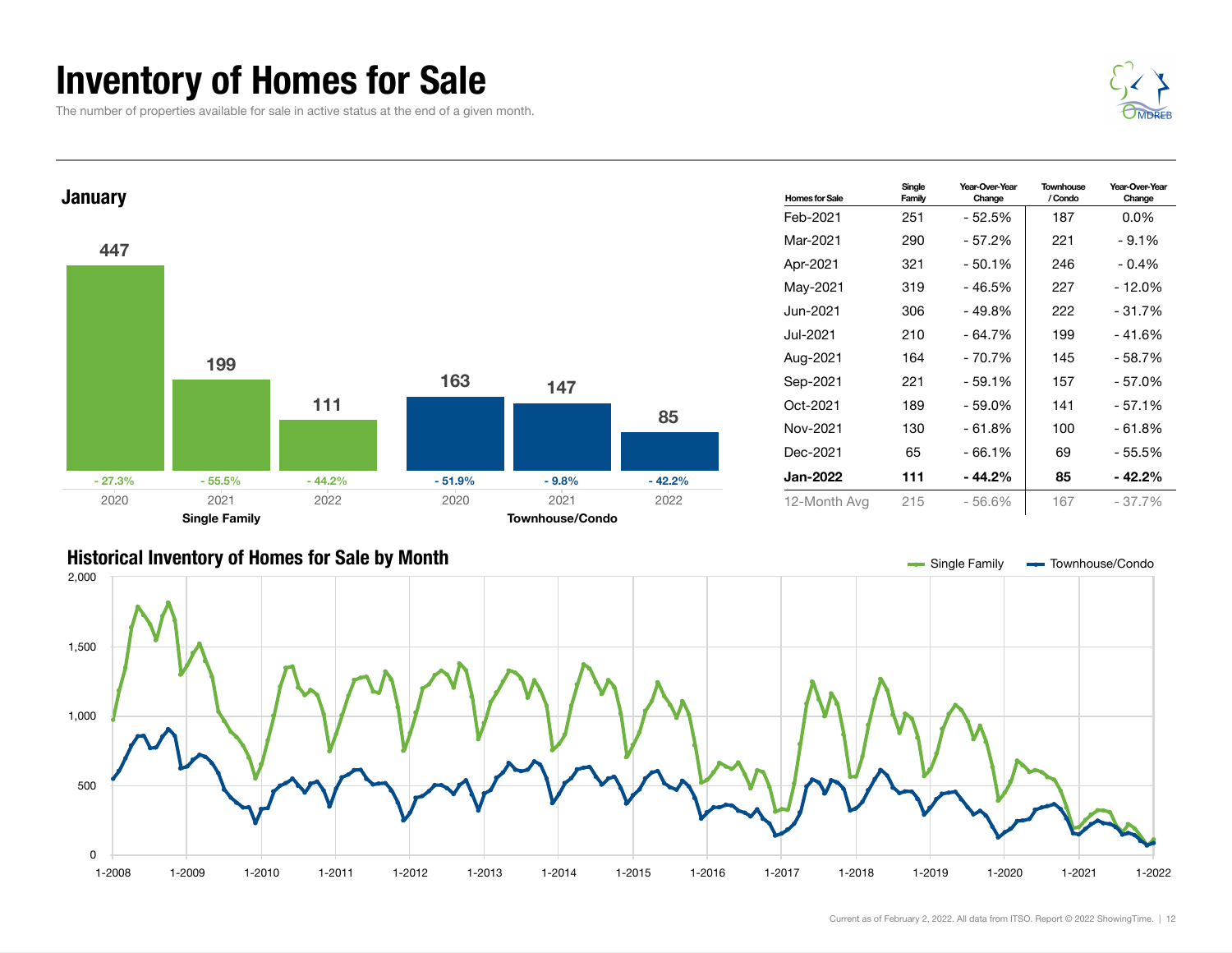# Inventory of Homes for Sale

The number of properties available for sale in active status at the end of a given month.

## January

| | 2020 | 2021 | 2022 |
|---|---|---|---|
| **Single Family** | 447 | 199 | 111 |
| Change | - 27.3% | - 55.5% | - 44.2% |
| **Townhouse/Condo** | 163 | 147 | 85 |
| Change | - 51.9% | - 9.8% | - 42.2% |

| Homes for Sale | Single Family | Year-Over-Year Change | Townhouse / Condo | Year-Over-Year Change |
|---|---|---|---|---|
| Feb-2021 | 251 | - 52.5% | 187 | 0.0% |
| Mar-2021 | 290 | - 57.2% | 221 | - 9.1% |
| Apr-2021 | 321 | - 50.1% | 246 | - 0.4% |
| May-2021 | 319 | - 46.5% | 227 | - 12.0% |
| Jun-2021 | 306 | - 49.8% | 222 | - 31.7% |
| Jul-2021 | 210 | - 64.7% | 199 | - 41.6% |
| Aug-2021 | 164 | - 70.7% | 145 | - 58.7% |
| Sep-2021 | 221 | - 59.1% | 157 | - 57.0% |
| Oct-2021 | 189 | - 59.0% | 141 | - 57.1% |
| Nov-2021 | 130 | - 61.8% | 100 | - 61.8% |
| Dec-2021 | 65 | - 66.1% | 69 | - 55.5% |
| **Jan-2022** | **111** | **- 44.2%** | **85** | **- 42.2%** |
| 12-Month Avg | 215 | - 56.6% | 167 | - 37.7% |

## Historical Inventory of Homes for Sale by Month

Single Family — Townhouse/Condo

Current as of February 2, 2022. All data from ITSO. Report © 2022 ShowingTime.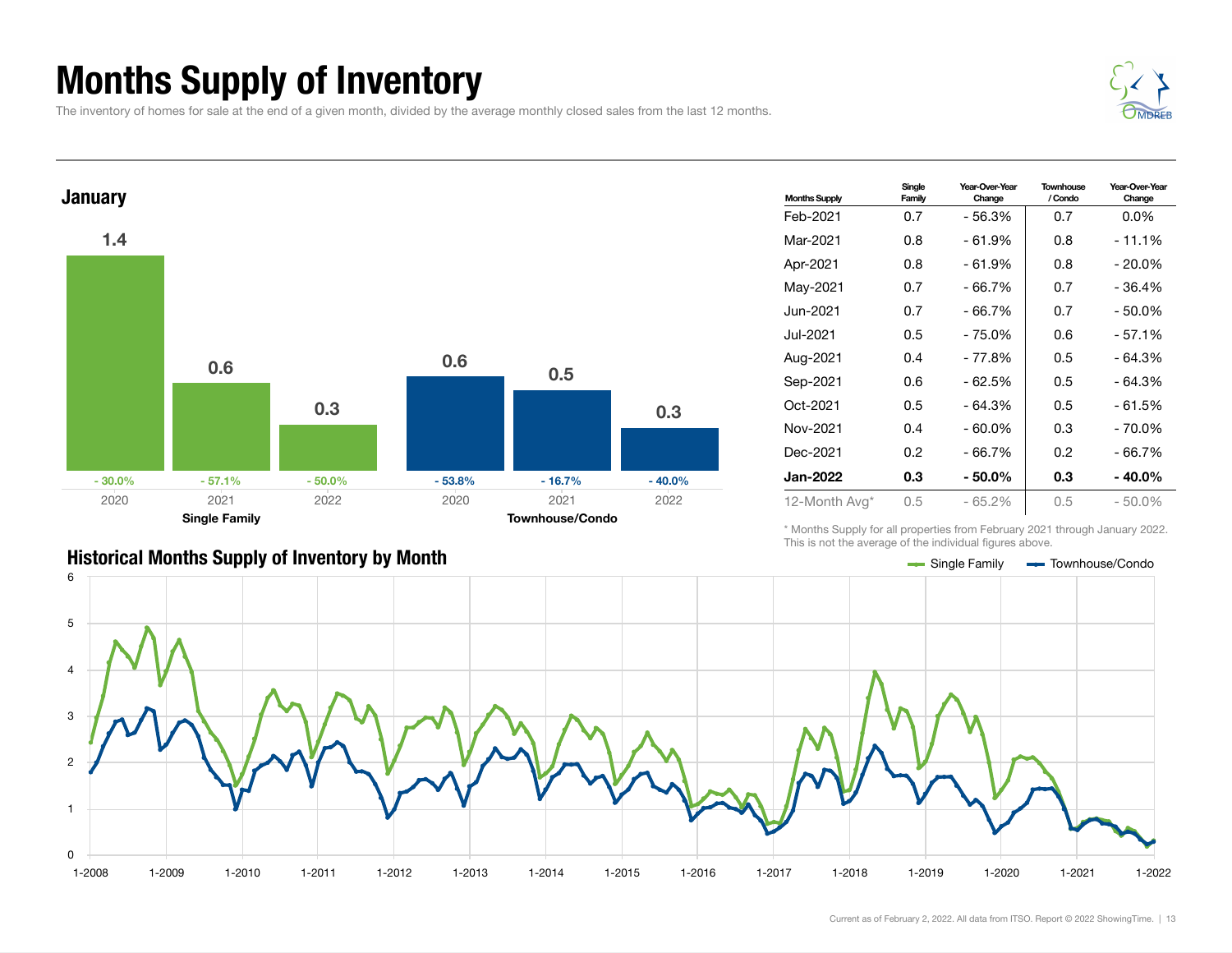# Months Supply of Inventory

The inventory of homes for sale at the end of a given month, divided by the average monthly closed sales from the last 12 months.

## January

| | 2020 | 2021 | 2022 |
|---|---|---|---|
| Single Family | 1.4 (- 30.0%) | 0.6 (- 57.1%) | 0.3 (- 50.0%) |
| Townhouse/Condo | 0.6 (- 53.8%) | 0.5 (- 16.7%) | 0.3 (- 40.0%) |

| Months Supply | Single Family | Year-Over-Year Change | Townhouse / Condo | Year-Over-Year Change |
|---|---|---|---|---|
| Feb-2021 | 0.7 | - 56.3% | 0.7 | 0.0% |
| Mar-2021 | 0.8 | - 61.9% | 0.8 | - 11.1% |
| Apr-2021 | 0.8 | - 61.9% | 0.8 | - 20.0% |
| May-2021 | 0.7 | - 66.7% | 0.7 | - 36.4% |
| Jun-2021 | 0.7 | - 66.7% | 0.7 | - 50.0% |
| Jul-2021 | 0.5 | - 75.0% | 0.6 | - 57.1% |
| Aug-2021 | 0.4 | - 77.8% | 0.5 | - 64.3% |
| Sep-2021 | 0.6 | - 62.5% | 0.5 | - 64.3% |
| Oct-2021 | 0.5 | - 64.3% | 0.5 | - 61.5% |
| Nov-2021 | 0.4 | - 60.0% | 0.3 | - 70.0% |
| Dec-2021 | 0.2 | - 66.7% | 0.2 | - 66.7% |
| **Jan-2022** | **0.3** | **- 50.0%** | **0.3** | **- 40.0%** |
| 12-Month Avg* | 0.5 | - 65.2% | 0.5 | - 50.0% |

* Months Supply for all properties from February 2021 through January 2022. This is not the average of the individual figures above.

## Historical Months Supply of Inventory by Month

Single Family / Townhouse/Condo

Current as of February 2, 2022. All data from ITSO. Report © 2022 ShowingTime.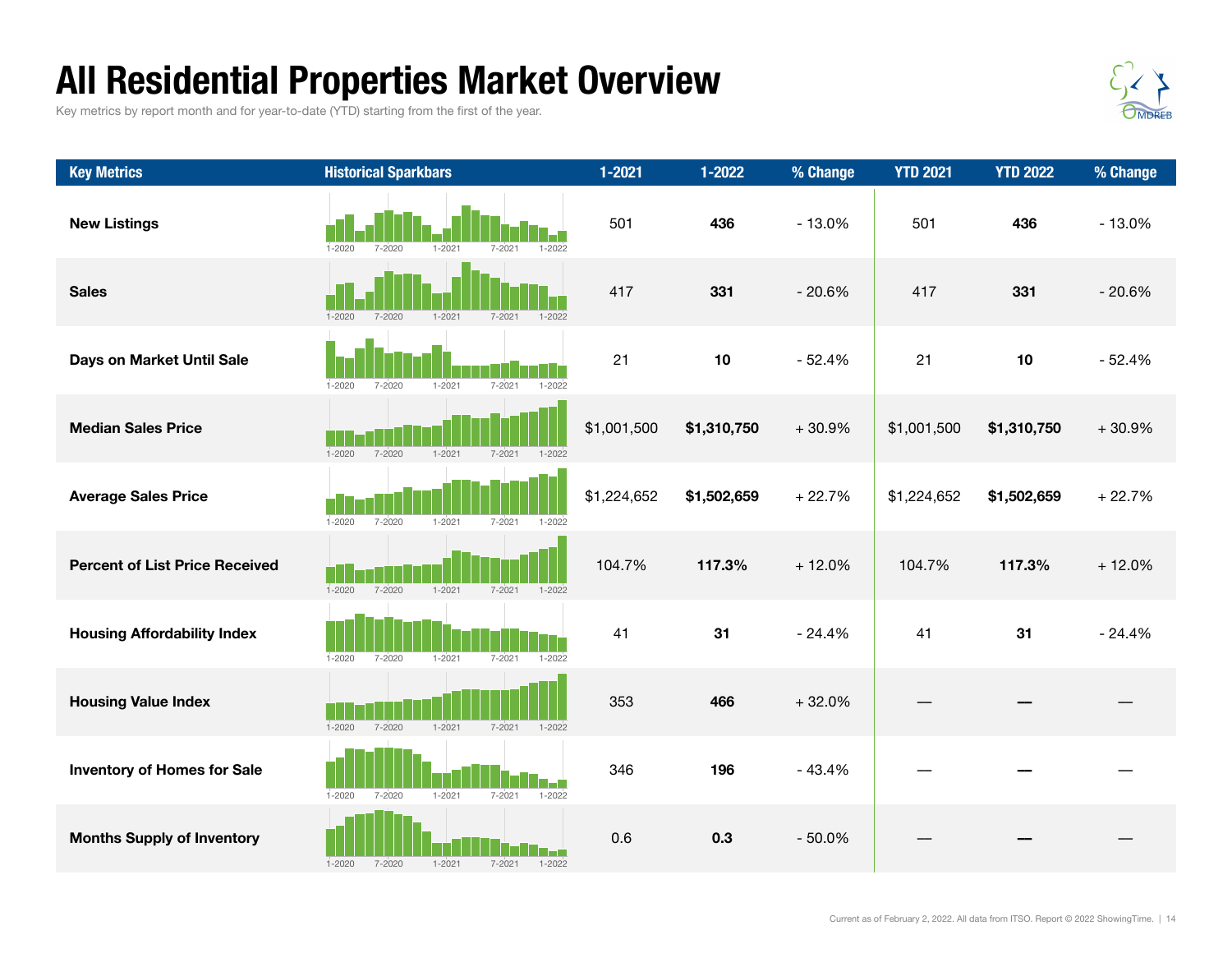# All Residential Properties Market Overview

Key metrics by report month and for year-to-date (YTD) starting from the first of the year.

| Key Metrics | Historical Sparkbars | 1-2021 | 1-2022 | % Change | YTD 2021 | YTD 2022 | % Change |
|---|---|---|---|---|---|---|---|
| New Listings | 1-2020 7-2020 1-2021 7-2021 1-2022 | 501 | **436** | - 13.0% | 501 | **436** | - 13.0% |
| Sales | 1-2020 7-2020 1-2021 7-2021 1-2022 | 417 | **331** | - 20.6% | 417 | **331** | - 20.6% |
| Days on Market Until Sale | 1-2020 7-2020 1-2021 7-2021 1-2022 | 21 | **10** | - 52.4% | 21 | **10** | - 52.4% |
| Median Sales Price | 1-2020 7-2020 1-2021 7-2021 1-2022 | $1,001,500 | **$1,310,750** | + 30.9% | $1,001,500 | **$1,310,750** | + 30.9% |
| Average Sales Price | 1-2020 7-2020 1-2021 7-2021 1-2022 | $1,224,652 | **$1,502,659** | + 22.7% | $1,224,652 | **$1,502,659** | + 22.7% |
| Percent of List Price Received | 1-2020 7-2020 1-2021 7-2021 1-2022 | 104.7% | **117.3%** | + 12.0% | 104.7% | **117.3%** | + 12.0% |
| Housing Affordability Index | 1-2020 7-2020 1-2021 7-2021 1-2022 | 41 | **31** | - 24.4% | 41 | **31** | - 24.4% |
| Housing Value Index | 1-2020 7-2020 1-2021 7-2021 1-2022 | 353 | **466** | + 32.0% | — | **—** | — |
| Inventory of Homes for Sale | 1-2020 7-2020 1-2021 7-2021 1-2022 | 346 | **196** | - 43.4% | — | **—** | — |
| Months Supply of Inventory | 1-2020 7-2020 1-2021 7-2021 1-2022 | 0.6 | **0.3** | - 50.0% | — | **—** | — |

Current as of February 2, 2022. All data from ITSO. Report © 2022 ShowingTime.